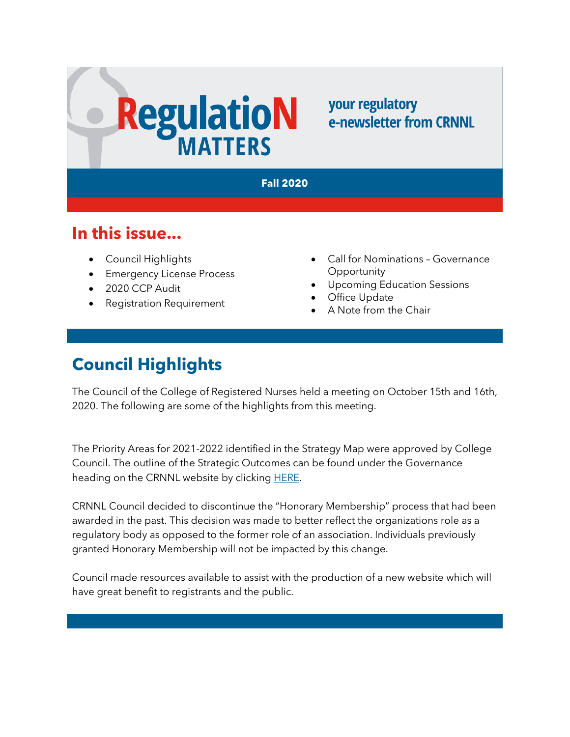# RegulatioN MATTERS

your regulatory e-newsletter from CRNNL

**Fall 2020**

## In this issue...

- Council Highlights
- Emergency License Process
- 2020 CCP Audit
- Registration Requirement
- Call for Nominations – Governance Opportunity
- Upcoming Education Sessions
- Office Update
- A Note from the Chair

## Council Highlights

The Council of the College of Registered Nurses held a meeting on October 15th and 16th, 2020. The following are some of the highlights from this meeting.

The Priority Areas for 2021-2022 identified in the Strategy Map were approved by College Council. The outline of the Strategic Outcomes can be found under the Governance heading on the CRNNL website by clicking HERE.

CRNNL Council decided to discontinue the "Honorary Membership" process that had been awarded in the past. This decision was made to better reflect the organizations role as a regulatory body as opposed to the former role of an association. Individuals previously granted Honorary Membership will not be impacted by this change.

Council made resources available to assist with the production of a new website which will have great benefit to registrants and the public.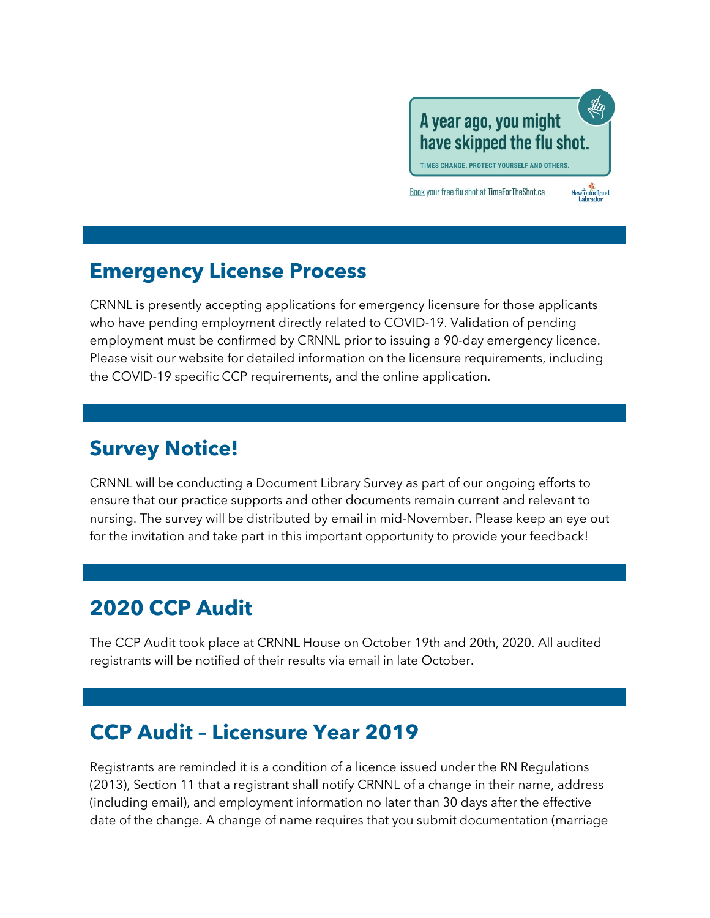A year ago, you might have skipped the flu shot.

TIMES CHANGE. PROTECT YOURSELF AND OTHERS.

Book your free flu shot at TimeForTheShot.ca

## Emergency License Process

CRNNL is presently accepting applications for emergency licensure for those applicants who have pending employment directly related to COVID-19. Validation of pending employment must be confirmed by CRNNL prior to issuing a 90-day emergency licence. Please visit our website for detailed information on the licensure requirements, including the COVID-19 specific CCP requirements, and the online application.

## Survey Notice!

CRNNL will be conducting a Document Library Survey as part of our ongoing efforts to ensure that our practice supports and other documents remain current and relevant to nursing. The survey will be distributed by email in mid-November. Please keep an eye out for the invitation and take part in this important opportunity to provide your feedback!

## 2020 CCP Audit

The CCP Audit took place at CRNNL House on October 19th and 20th, 2020. All audited registrants will be notified of their results via email in late October.

## CCP Audit – Licensure Year 2019

Registrants are reminded it is a condition of a licence issued under the RN Regulations (2013), Section 11 that a registrant shall notify CRNNL of a change in their name, address (including email), and employment information no later than 30 days after the effective date of the change. A change of name requires that you submit documentation (marriage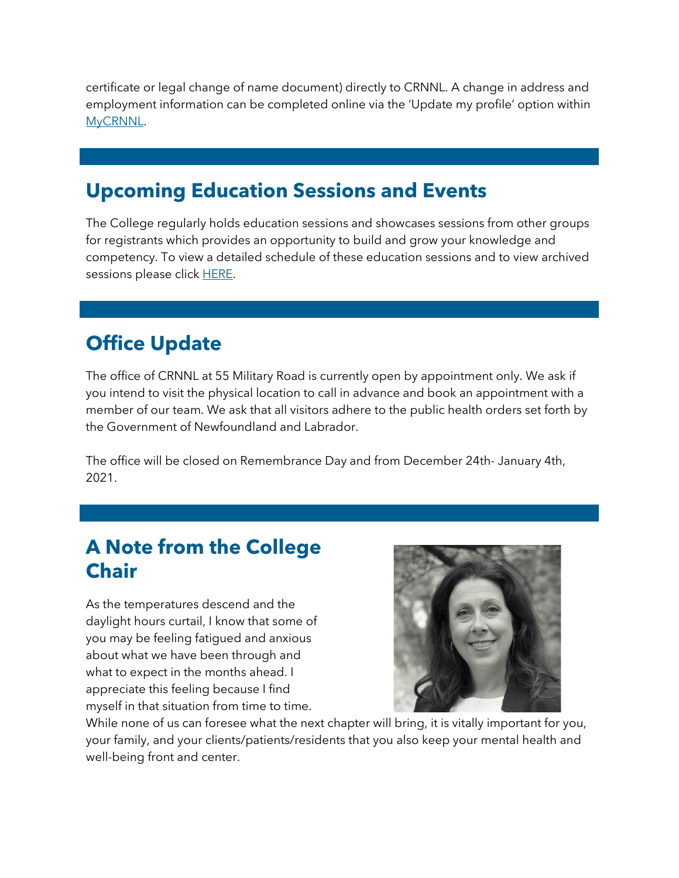certificate or legal change of name document) directly to CRNNL. A change in address and employment information can be completed online via the 'Update my profile' option within MyCRNNL.

## Upcoming Education Sessions and Events

The College regularly holds education sessions and showcases sessions from other groups for registrants which provides an opportunity to build and grow your knowledge and competency. To view a detailed schedule of these education sessions and to view archived sessions please click HERE.

## Office Update

The office of CRNNL at 55 Military Road is currently open by appointment only. We ask if you intend to visit the physical location to call in advance and book an appointment with a member of our team. We ask that all visitors adhere to the public health orders set forth by the Government of Newfoundland and Labrador.

The office will be closed on Remembrance Day and from December 24th- January 4th, 2021.

## A Note from the College Chair

As the temperatures descend and the daylight hours curtail, I know that some of you may be feeling fatigued and anxious about what we have been through and what to expect in the months ahead. I appreciate this feeling because I find myself in that situation from time to time. While none of us can foresee what the next chapter will bring, it is vitally important for you, your family, and your clients/patients/residents that you also keep your mental health and well-being front and center.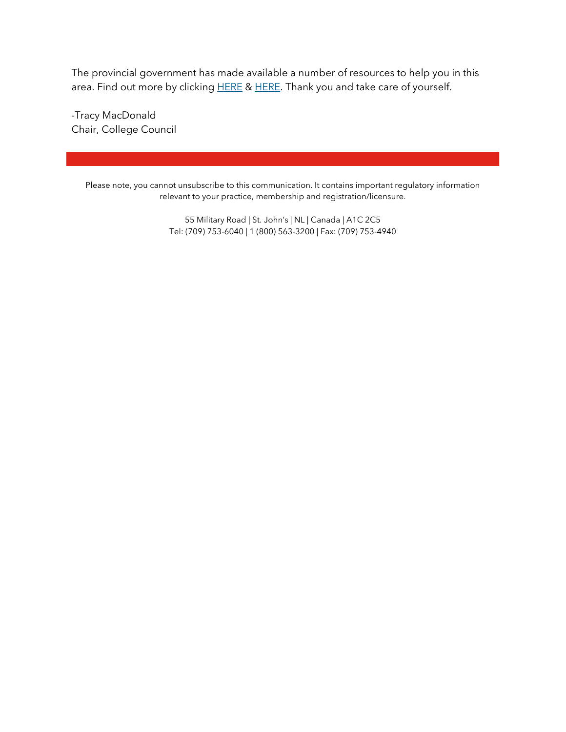The provincial government has made available a number of resources to help you in this area. Find out more by clicking HERE & HERE. Thank you and take care of yourself.

-Tracy MacDonald
Chair, College Council

---

Please note, you cannot unsubscribe to this communication. It contains important regulatory information relevant to your practice, membership and registration/licensure.

55 Military Road | St. John's | NL | Canada | A1C 2C5
Tel: (709) 753-6040 | 1 (800) 563-3200 | Fax: (709) 753-4940